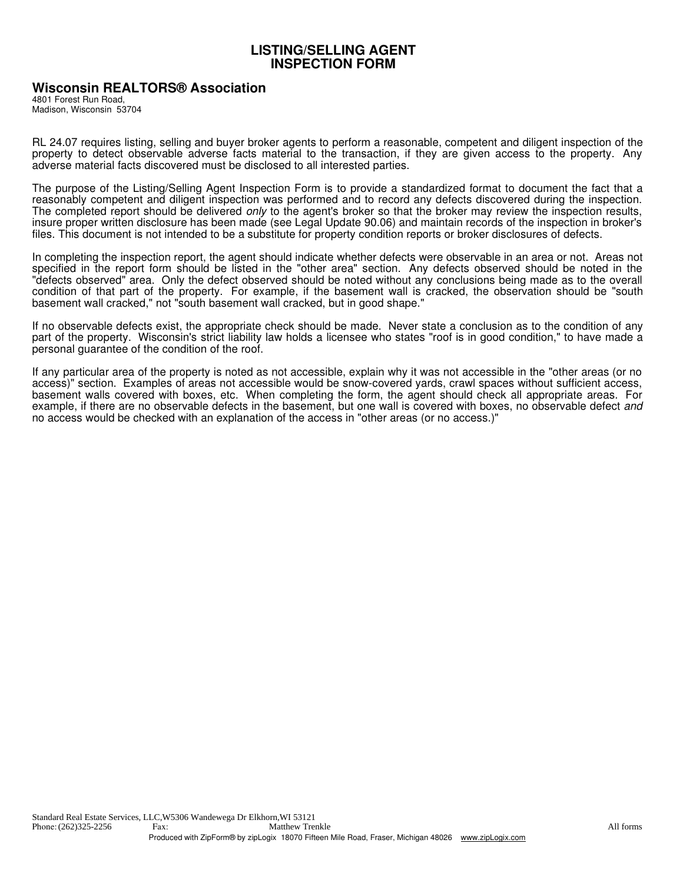# LISTING/SELLING AGENT INSPECTION FORM

## Wisconsin REALTORS® Association

4801 Forest Run Road,
Madison, Wisconsin 53704

RL 24.07 requires listing, selling and buyer broker agents to perform a reasonable, competent and diligent inspection of the property to detect observable adverse facts material to the transaction, if they are given access to the property. Any adverse material facts discovered must be disclosed to all interested parties.

The purpose of the Listing/Selling Agent Inspection Form is to provide a standardized format to document the fact that a reasonably competent and diligent inspection was performed and to record any defects discovered during the inspection. The completed report should be delivered *only* to the agent's broker so that the broker may review the inspection results, insure proper written disclosure has been made (see Legal Update 90.06) and maintain records of the inspection in broker's files. This document is not intended to be a substitute for property condition reports or broker disclosures of defects.

In completing the inspection report, the agent should indicate whether defects were observable in an area or not. Areas not specified in the report form should be listed in the "other area" section. Any defects observed should be noted in the "defects observed" area. Only the defect observed should be noted without any conclusions being made as to the overall condition of that part of the property. For example, if the basement wall is cracked, the observation should be "south basement wall cracked," not "south basement wall cracked, but in good shape."

If no observable defects exist, the appropriate check should be made. Never state a conclusion as to the condition of any part of the property. Wisconsin's strict liability law holds a licensee who states "roof is in good condition," to have made a personal guarantee of the condition of the roof.

If any particular area of the property is noted as not accessible, explain why it was not accessible in the "other areas (or no access)" section. Examples of areas not accessible would be snow-covered yards, crawl spaces without sufficient access, basement walls covered with boxes, etc. When completing the form, the agent should check all appropriate areas. For example, if there are no observable defects in the basement, but one wall is covered with boxes, no observable defect *and* no access would be checked with an explanation of the access in "other areas (or no access.)"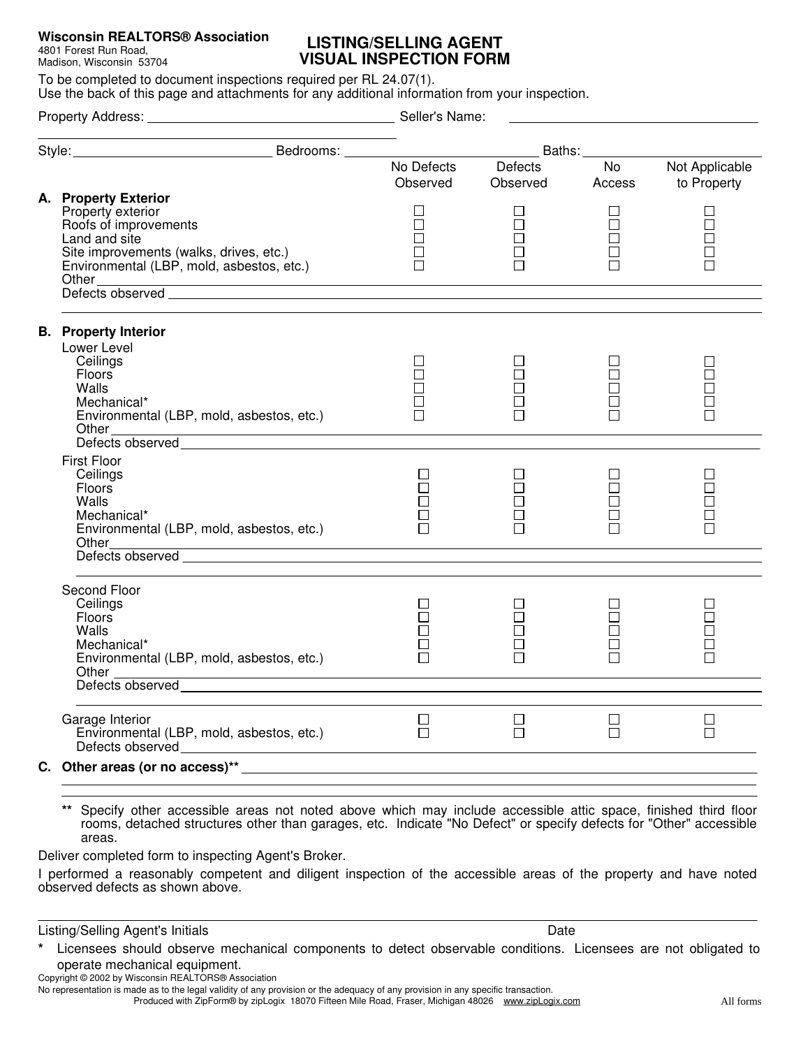**Wisconsin REALTORS® Association**
4801 Forest Run Road,
Madison, Wisconsin 53704

# LISTING/SELLING AGENT VISUAL INSPECTION FORM

To be completed to document inspections required per RL 24.07(1).
Use the back of this page and attachments for any additional information from your inspection.

Property Address: ______________________ Seller's Name: ______________________

______________________

Style: ______________ Bedrooms: ______________ Baths: ______________

| | No Defects Observed | Defects Observed | No Access | Not Applicable to Property |
|---|---|---|---|---|
| **A. Property Exterior** | | | | |
| Property exterior | ☐ | ☐ | ☐ | ☐ |
| Roofs of improvements | ☐ | ☐ | ☐ | ☐ |
| Land and site | ☐ | ☐ | ☐ | ☐ |
| Site improvements (walks, drives, etc.) | ☐ | ☐ | ☐ | ☐ |
| Environmental (LBP, mold, asbestos, etc.) | ☐ | ☐ | ☐ | ☐ |

Other ______________________

Defects observed ______________________

______________________

| | No Defects Observed | Defects Observed | No Access | Not Applicable to Property |
|---|---|---|---|---|
| **B. Property Interior** | | | | |
| Lower Level | | | | |
| Ceilings | ☐ | ☐ | ☐ | ☐ |
| Floors | ☐ | ☐ | ☐ | ☐ |
| Walls | ☐ | ☐ | ☐ | ☐ |
| Mechanical* | ☐ | ☐ | ☐ | ☐ |
| Environmental (LBP, mold, asbestos, etc.) | ☐ | ☐ | ☐ | ☐ |

Other ______________________

Defects observed ______________________

| | No Defects Observed | Defects Observed | No Access | Not Applicable to Property |
|---|---|---|---|---|
| First Floor | | | | |
| Ceilings | ☐ | ☐ | ☐ | ☐ |
| Floors | ☐ | ☐ | ☐ | ☐ |
| Walls | ☐ | ☐ | ☐ | ☐ |
| Mechanical* | ☐ | ☐ | ☐ | ☐ |
| Environmental (LBP, mold, asbestos, etc.) | ☐ | ☐ | ☐ | ☐ |

Other ______________________

Defects observed ______________________

______________________

| | No Defects Observed | Defects Observed | No Access | Not Applicable to Property |
|---|---|---|---|---|
| Second Floor | | | | |
| Ceilings | ☐ | ☐ | ☐ | ☐ |
| Floors | ☐ | ☐ | ☐ | ☐ |
| Walls | ☐ | ☐ | ☐ | ☐ |
| Mechanical* | ☐ | ☐ | ☐ | ☐ |
| Environmental (LBP, mold, asbestos, etc.) | ☐ | ☐ | ☐ | ☐ |

Other ______________________

Defects observed ______________________

______________________

| | No Defects Observed | Defects Observed | No Access | Not Applicable to Property |
|---|---|---|---|---|
| Garage Interior | ☐ | ☐ | ☐ | ☐ |
| Environmental (LBP, mold, asbestos, etc.) | ☐ | ☐ | ☐ | ☐ |

Defects observed ______________________

**C. Other areas (or no access)**** ______________________

______________________

______________________

** Specify other accessible areas not noted above which may include accessible attic space, finished third floor rooms, detached structures other than garages, etc. Indicate "No Defect" or specify defects for "Other" accessible areas.

Deliver completed form to inspecting Agent's Broker.

I performed a reasonably competent and diligent inspection of the accessible areas of the property and have noted observed defects as shown above.

______________________

Listing/Selling Agent's Initials Date

* Licensees should observe mechanical components to detect observable conditions. Licensees are not obligated to operate mechanical equipment.

Copyright © 2002 by Wisconsin REALTORS® Association
No representation is made as to the legal validity of any provision or the adequacy of any provision in any specific transaction.
Produced with ZipForm® by zipLogix 18070 Fifteen Mile Road, Fraser, Michigan 48026 www.zipLogix.com All forms